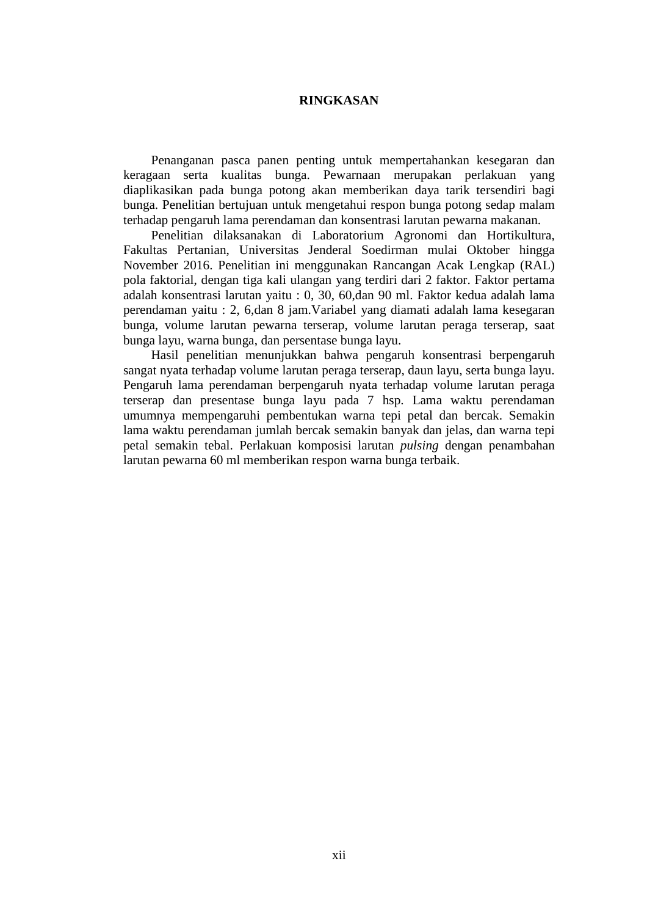# RINGKASAN

Penanganan pasca panen penting untuk mempertahankan kesegaran dan keragaan serta kualitas bunga. Pewarnaan merupakan perlakuan yang diaplikasikan pada bunga potong akan memberikan daya tarik tersendiri bagi bunga. Penelitian bertujuan untuk mengetahui respon bunga potong sedap malam terhadap pengaruh lama perendaman dan konsentrasi larutan pewarna makanan.

Penelitian dilaksanakan di Laboratorium Agronomi dan Hortikultura, Fakultas Pertanian, Universitas Jenderal Soedirman mulai Oktober hingga November 2016. Penelitian ini menggunakan Rancangan Acak Lengkap (RAL) pola faktorial, dengan tiga kali ulangan yang terdiri dari 2 faktor. Faktor pertama adalah konsentrasi larutan yaitu : 0, 30, 60,dan 90 ml. Faktor kedua adalah lama perendaman yaitu : 2, 6,dan 8 jam.Variabel yang diamati adalah lama kesegaran bunga, volume larutan pewarna terserap, volume larutan peraga terserap, saat bunga layu, warna bunga, dan persentase bunga layu.

Hasil penelitian menunjukkan bahwa pengaruh konsentrasi berpengaruh sangat nyata terhadap volume larutan peraga terserap, daun layu, serta bunga layu. Pengaruh lama perendaman berpengaruh nyata terhadap volume larutan peraga terserap dan presentase bunga layu pada 7 hsp. Lama waktu perendaman umumnya mempengaruhi pembentukan warna tepi petal dan bercak. Semakin lama waktu perendaman jumlah bercak semakin banyak dan jelas, dan warna tepi petal semakin tebal. Perlakuan komposisi larutan *pulsing* dengan penambahan larutan pewarna 60 ml memberikan respon warna bunga terbaik.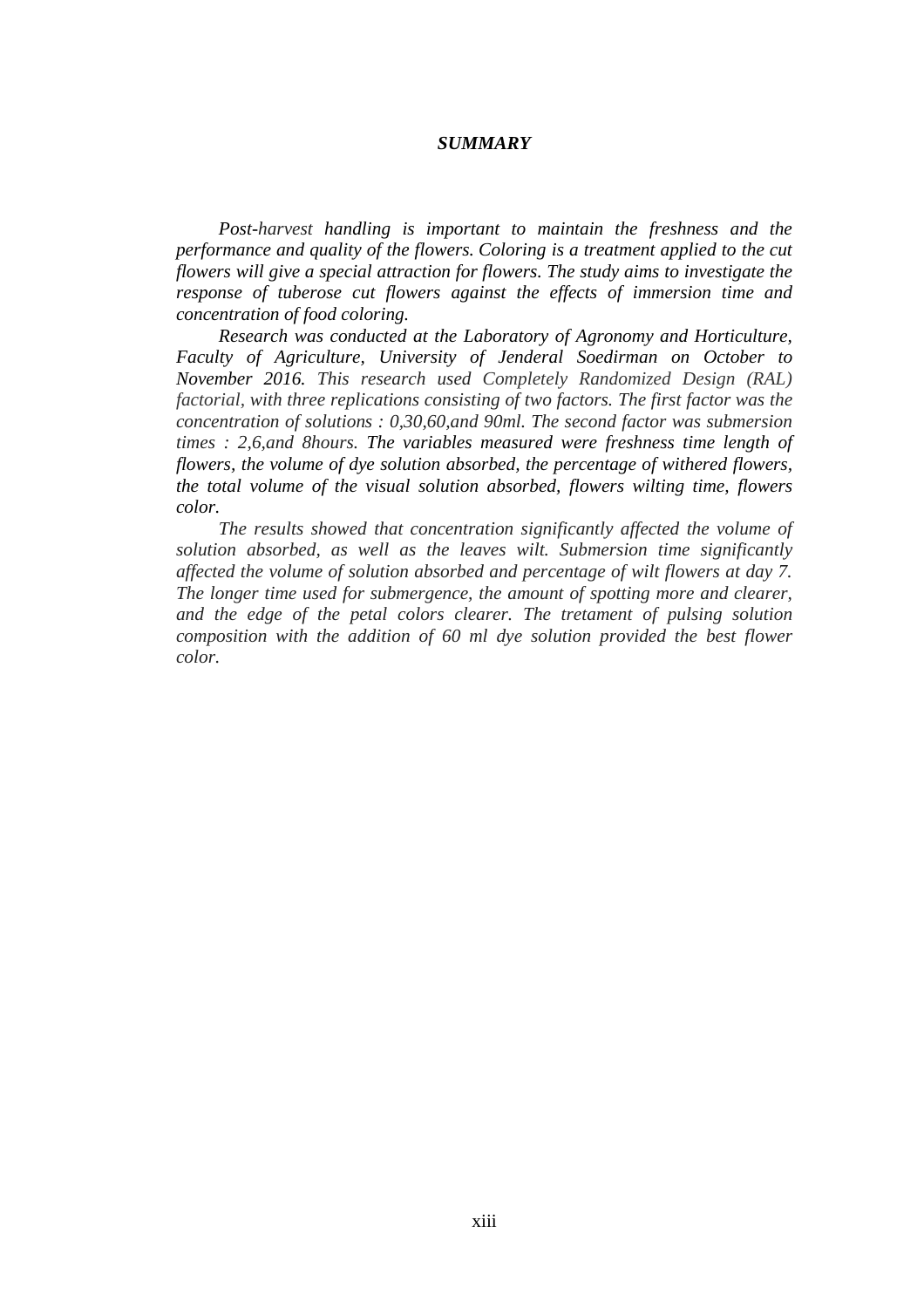# *SUMMARY*

*Post-harvest handling is important to maintain the freshness and the performance and quality of the flowers. Coloring is a treatment applied to the cut flowers will give a special attraction for flowers. The study aims to investigate the response of tuberose cut flowers against the effects of immersion time and concentration of food coloring.*

*Research was conducted at the Laboratory of Agronomy and Horticulture, Faculty of Agriculture, University of Jenderal Soedirman on October to November 2016. This research used Completely Randomized Design (RAL) factorial, with three replications consisting of two factors. The first factor was the concentration of solutions : 0,30,60,and 90ml. The second factor was submersion times : 2,6,and 8hours. The variables measured were freshness time length of flowers, the volume of dye solution absorbed, the percentage of withered flowers, the total volume of the visual solution absorbed, flowers wilting time, flowers color.*

*The results showed that concentration significantly affected the volume of solution absorbed, as well as the leaves wilt. Submersion time significantly affected the volume of solution absorbed and percentage of wilt flowers at day 7. The longer time used for submergence, the amount of spotting more and clearer, and the edge of the petal colors clearer. The tretament of pulsing solution composition with the addition of 60 ml dye solution provided the best flower color.*